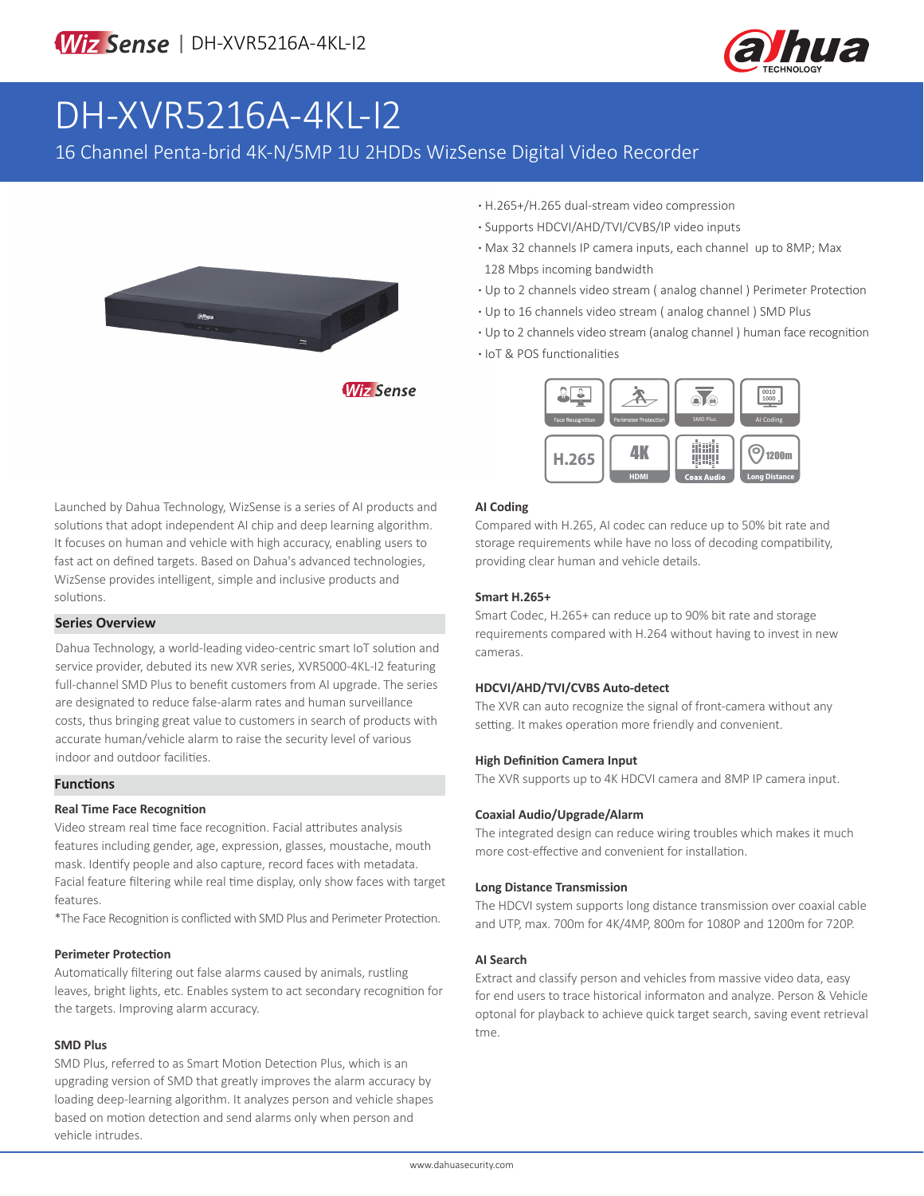# DH-XVR5216A-4KL-I2

16 Channel Penta-brid 4K-N/5MP 1U 2HDDs WizSense Digital Video Recorder

- H.265+/H.265 dual-stream video compression
- Supports HDCVI/AHD/TVI/CVBS/IP video inputs
- Max 32 channels IP camera inputs, each channel up to 8MP; Max 128 Mbps incoming bandwidth
- Up to 2 channels video stream ( analog channel ) Perimeter Protection
- Up to 16 channels video stream ( analog channel ) SMD Plus
- Up to 2 channels video stream (analog channel ) human face recognition
- IoT & POS functionalities

Launched by Dahua Technology, WizSense is a series of AI products and solutions that adopt independent AI chip and deep learning algorithm. It focuses on human and vehicle with high accuracy, enabling users to fast act on defined targets. Based on Dahua's advanced technologies, WizSense provides intelligent, simple and inclusive products and solutions.

## Series Overview

Dahua Technology, a world-leading video-centric smart IoT solution and service provider, debuted its new XVR series, XVR5000-4KL-I2 featuring full-channel SMD Plus to benefit customers from AI upgrade. The series are designated to reduce false-alarm rates and human surveillance costs, thus bringing great value to customers in search of products with accurate human/vehicle alarm to raise the security level of various indoor and outdoor facilities.

## Functions

### Real Time Face Recognition

Video stream real time face recognition. Facial attributes analysis features including gender, age, expression, glasses, moustache, mouth mask. Identify people and also capture, record faces with metadata. Facial feature filtering while real time display, only show faces with target features.

*The Face Recognition is conflicted with SMD Plus and Perimeter Protection.

### Perimeter Protection

Automatically filtering out false alarms caused by animals, rustling leaves, bright lights, etc. Enables system to act secondary recognition for the targets. Improving alarm accuracy.

### SMD Plus

SMD Plus, referred to as Smart Motion Detection Plus, which is an upgrading version of SMD that greatly improves the alarm accuracy by loading deep-learning algorithm. It analyzes person and vehicle shapes based on motion detection and send alarms only when person and vehicle intrudes.

### AI Coding

Compared with H.265, AI codec can reduce up to 50% bit rate and storage requirements while have no loss of decoding compatibility, providing clear human and vehicle details.

### Smart H.265+

Smart Codec, H.265+ can reduce up to 90% bit rate and storage requirements compared with H.264 without having to invest in new cameras.

### HDCVI/AHD/TVI/CVBS Auto-detect

The XVR can auto recognize the signal of front-camera without any setting. It makes operation more friendly and convenient.

### High Definition Camera Input

The XVR supports up to 4K HDCVI camera and 8MP IP camera input.

### Coaxial Audio/Upgrade/Alarm

The integrated design can reduce wiring troubles which makes it much more cost-effective and convenient for installation.

### Long Distance Transmission

The HDCVI system supports long distance transmission over coaxial cable and UTP, max. 700m for 4K/4MP, 800m for 1080P and 1200m for 720P.

### AI Search

Extract and classify person and vehicles from massive video data, easy for end users to trace historical informaton and analyze. Person & Vehicle optonal for playback to achieve quick target search, saving event retrieval tme.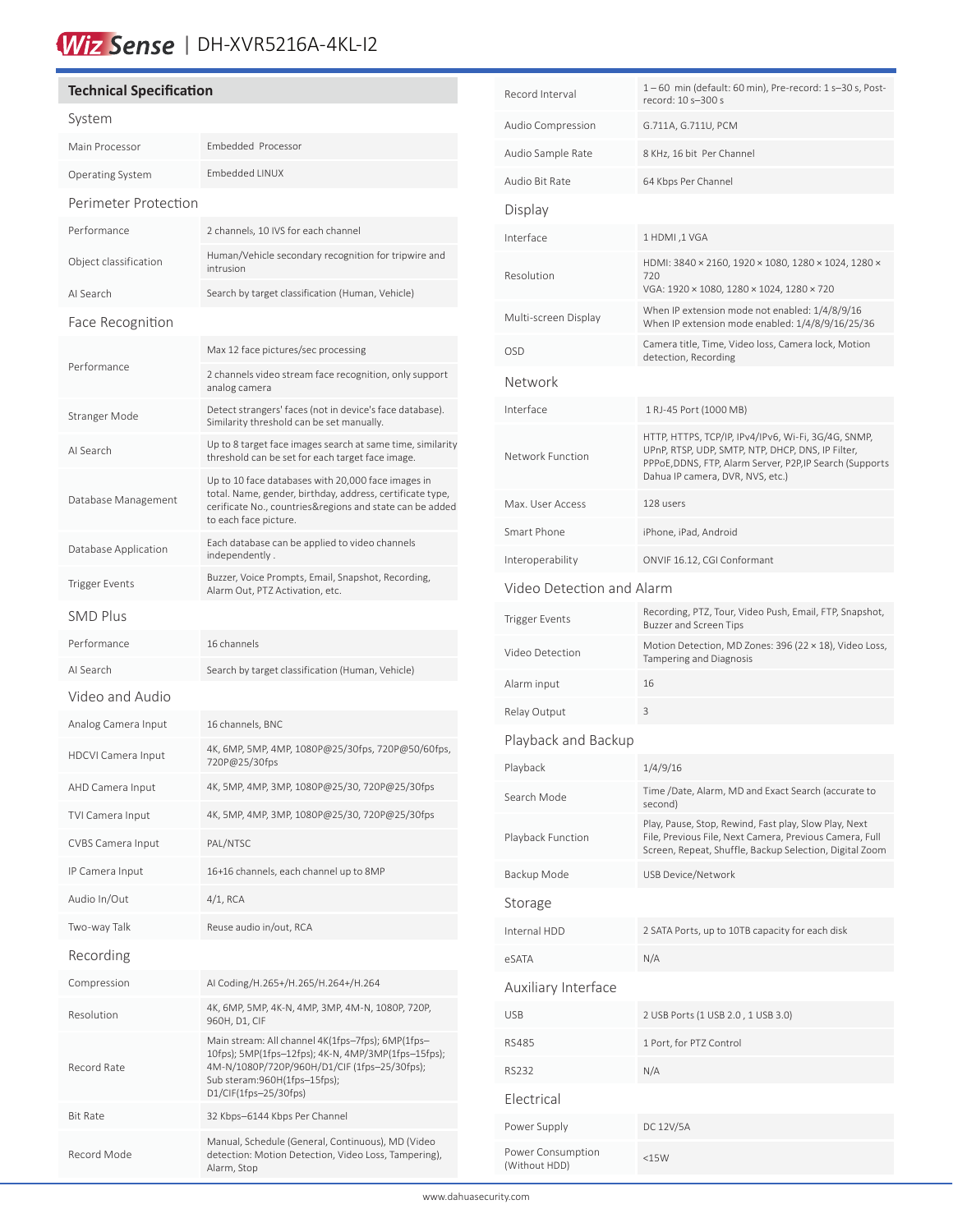WizSense | DH-XVR5216A-4KL-I2

## Technical Specification

### System

| | |
|---|---|
| Main Processor | Embedded Processor |
| Operating System | Embedded LINUX |

### Perimeter Protection

| | |
|---|---|
| Performance | 2 channels, 10 IVS for each channel |
| Object classification | Human/Vehicle secondary recognition for tripwire and intrusion |
| AI Search | Search by target classification (Human, Vehicle) |

### Face Recognition

| | |
|---|---|
| Performance | Max 12 face pictures/sec processing |
| | 2 channels video stream face recognition, only support analog camera |
| Stranger Mode | Detect strangers' faces (not in device's face database). Similarity threshold can be set manually. |
| AI Search | Up to 8 target face images search at same time, similarity threshold can be set for each target face image. |
| Database Management | Up to 10 face databases with 20,000 face images in total. Name, gender, birthday, address, certificate type, cerificate No., countries&regions and state can be added to each face picture. |
| Database Application | Each database can be applied to video channels independently . |
| Trigger Events | Buzzer, Voice Prompts, Email, Snapshot, Recording, Alarm Out, PTZ Activation, etc. |

### SMD Plus

| | |
|---|---|
| Performance | 16 channels |
| AI Search | Search by target classification (Human, Vehicle) |

### Video and Audio

| | |
|---|---|
| Analog Camera Input | 16 channels, BNC |
| HDCVI Camera Input | 4K, 6MP, 5MP, 4MP, 1080P@25/30fps, 720P@50/60fps, 720P@25/30fps |
| AHD Camera Input | 4K, 5MP, 4MP, 3MP, 1080P@25/30, 720P@25/30fps |
| TVI Camera Input | 4K, 5MP, 4MP, 3MP, 1080P@25/30, 720P@25/30fps |
| CVBS Camera Input | PAL/NTSC |
| IP Camera Input | 16+16 channels, each channel up to 8MP |
| Audio In/Out | 4/1, RCA |
| Two-way Talk | Reuse audio in/out, RCA |

### Recording

| | |
|---|---|
| Compression | AI Coding/H.265+/H.265/H.264+/H.264 |
| Resolution | 4K, 6MP, 5MP, 4K-N, 4MP, 3MP, 4M-N, 1080P, 720P, 960H, D1, CIF |
| Record Rate | Main stream: All channel 4K(1fps–7fps); 6MP(1fps–10fps); 5MP(1fps–12fps); 4K-N, 4MP/3MP(1fps–15fps); 4M-N/1080P/720P/960H/D1/CIF (1fps–25/30fps); Sub steram:960H(1fps–15fps); D1/CIF(1fps–25/30fps) |
| Bit Rate | 32 Kbps–6144 Kbps Per Channel |
| Record Mode | Manual, Schedule (General, Continuous), MD (Video detection: Motion Detection, Video Loss, Tampering), Alarm, Stop |
| Record Interval | 1 – 60 min (default: 60 min), Pre-record: 1 s–30 s, Post-record: 10 s–300 s |
| Audio Compression | G.711A, G.711U, PCM |
| Audio Sample Rate | 8 KHz, 16 bit Per Channel |
| Audio Bit Rate | 64 Kbps Per Channel |

### Display

| | |
|---|---|
| Interface | 1 HDMI ,1 VGA |
| Resolution | HDMI: 3840 × 2160, 1920 × 1080, 1280 × 1024, 1280 × 720<br>VGA: 1920 × 1080, 1280 × 1024, 1280 × 720 |
| Multi-screen Display | When IP extension mode not enabled: 1/4/8/9/16<br>When IP extension mode enabled: 1/4/8/9/16/25/36 |
| OSD | Camera title, Time, Video loss, Camera lock, Motion detection, Recording |

### Network

| | |
|---|---|
| Interface | 1 RJ-45 Port (1000 MB) |
| Network Function | HTTP, HTTPS, TCP/IP, IPv4/IPv6, Wi-Fi, 3G/4G, SNMP, UPnP, RTSP, UDP, SMTP, NTP, DHCP, DNS, IP Filter, PPPoE,DDNS, FTP, Alarm Server, P2P,IP Search (Supports Dahua IP camera, DVR, NVS, etc.) |
| Max. User Access | 128 users |
| Smart Phone | iPhone, iPad, Android |
| Interoperability | ONVIF 16.12, CGI Conformant |

### Video Detection and Alarm

| | |
|---|---|
| Trigger Events | Recording, PTZ, Tour, Video Push, Email, FTP, Snapshot, Buzzer and Screen Tips |
| Video Detection | Motion Detection, MD Zones: 396 (22 × 18), Video Loss, Tampering and Diagnosis |
| Alarm input | 16 |
| Relay Output | 3 |

### Playback and Backup

| | |
|---|---|
| Playback | 1/4/9/16 |
| Search Mode | Time /Date, Alarm, MD and Exact Search (accurate to second) |
| Playback Function | Play, Pause, Stop, Rewind, Fast play, Slow Play, Next File, Previous File, Next Camera, Previous Camera, Full Screen, Repeat, Shuffle, Backup Selection, Digital Zoom |
| Backup Mode | USB Device/Network |

### Storage

| | |
|---|---|
| Internal HDD | 2 SATA Ports, up to 10TB capacity for each disk |
| eSATA | N/A |

### Auxiliary Interface

| | |
|---|---|
| USB | 2 USB Ports (1 USB 2.0 , 1 USB 3.0) |
| RS485 | 1 Port, for PTZ Control |
| RS232 | N/A |

### Electrical

| | |
|---|---|
| Power Supply | DC 12V/5A |
| Power Consumption (Without HDD) | <15W |

www.dahuasecurity.com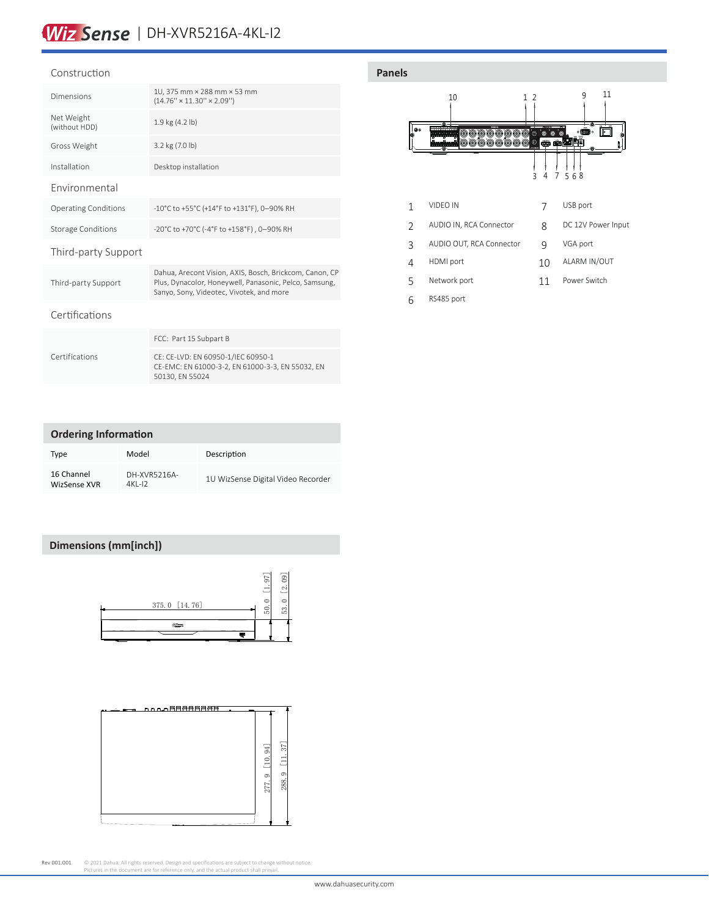WizSense | DH-XVR5216A-4KL-I2

### Construction

| | |
|---|---|
| Dimensions | 1U, 375 mm × 288 mm × 53 mm (14.76" × 11.30" × 2.09") |
| Net Weight (without HDD) | 1.9 kg (4.2 lb) |
| Gross Weight | 3.2 kg (7.0 lb) |
| Installation | Desktop installation |

### Environmental

| | |
|---|---|
| Operating Conditions | -10°C to +55°C (+14°F to +131°F), 0–90% RH |
| Storage Conditions | -20°C to +70°C (-4°F to +158°F) , 0–90% RH |

### Third-party Support

| | |
|---|---|
| Third-party Support | Dahua, Arecont Vision, AXIS, Bosch, Brickcom, Canon, CP Plus, Dynacolor, Honeywell, Panasonic, Pelco, Samsung, Sanyo, Sony, Videotec, Vivotek, and more |

### Certifications

| | |
|---|---|
| Certifications | FCC: Part 15 Subpart B |
| | CE: CE-LVD: EN 60950-1/IEC 60950-1<br>CE-EMC: EN 61000-3-2, EN 61000-3-3, EN 55032, EN 50130, EN 55024 |

## Ordering Information

| Type | Model | Description |
|---|---|---|
| 16 Channel WizSense XVR | DH-XVR5216A-4KL-I2 | 1U WizSense Digital Video Recorder |

## Dimensions (mm[inch])

375.0 [14.76]
50.0 [1.97]
53.0 [2.09]

277.9 [10.94]
288.9 [11.37]

## Panels

10
1 2
9
11
3 4 7 5 6 8

| | | | |
|---|---|---|---|
| 1 | VIDEO IN | 7 | USB port |
| 2 | AUDIO IN, RCA Connector | 8 | DC 12V Power Input |
| 3 | AUDIO OUT, RCA Connector | 9 | VGA port |
| 4 | HDMI port | 10 | ALARM IN/OUT |
| 5 | Network port | 11 | Power Switch |
| 6 | RS485 port | | |

Rev 001.001 © 2021 Dahua. All rights reserved. Design and specifications are subject to change without notice. Pictures in the document are for reference only, and the actual product shall prevail.

www.dahuasecurity.com